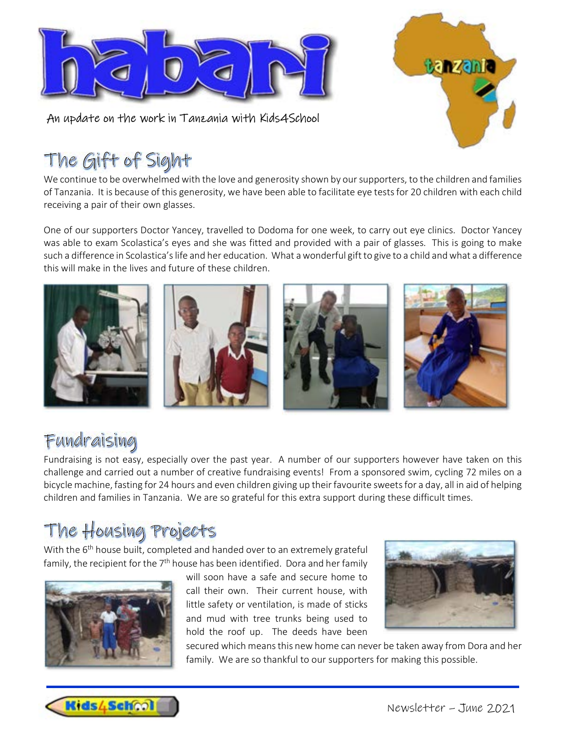# habari

An update on the work in Tanzania with Kids4School

## The Gift of Sight

We continue to be overwhelmed with the love and generosity shown by our supporters, to the children and families of Tanzania. It is because of this generosity, we have been able to facilitate eye tests for 20 children with each child receiving a pair of their own glasses.

One of our supporters Doctor Yancey, travelled to Dodoma for one week, to carry out eye clinics. Doctor Yancey was able to exam Scolastica's eyes and she was fitted and provided with a pair of glasses. This is going to make such a difference in Scolastica's life and her education. What a wonderful gift to give to a child and what a difference this will make in the lives and future of these children.

## Fundraising

Fundraising is not easy, especially over the past year. A number of our supporters however have taken on this challenge and carried out a number of creative fundraising events! From a sponsored swim, cycling 72 miles on a bicycle machine, fasting for 24 hours and even children giving up their favourite sweets for a day, all in aid of helping children and families in Tanzania. We are so grateful for this extra support during these difficult times.

## The Housing Projects

With the 6th house built, completed and handed over to an extremely grateful family, the recipient for the 7th house has been identified. Dora and her family will soon have a safe and secure home to call their own. Their current house, with little safety or ventilation, is made of sticks and mud with tree trunks being used to hold the roof up. The deeds have been secured which means this new home can never be taken away from Dora and her family. We are so thankful to our supporters for making this possible.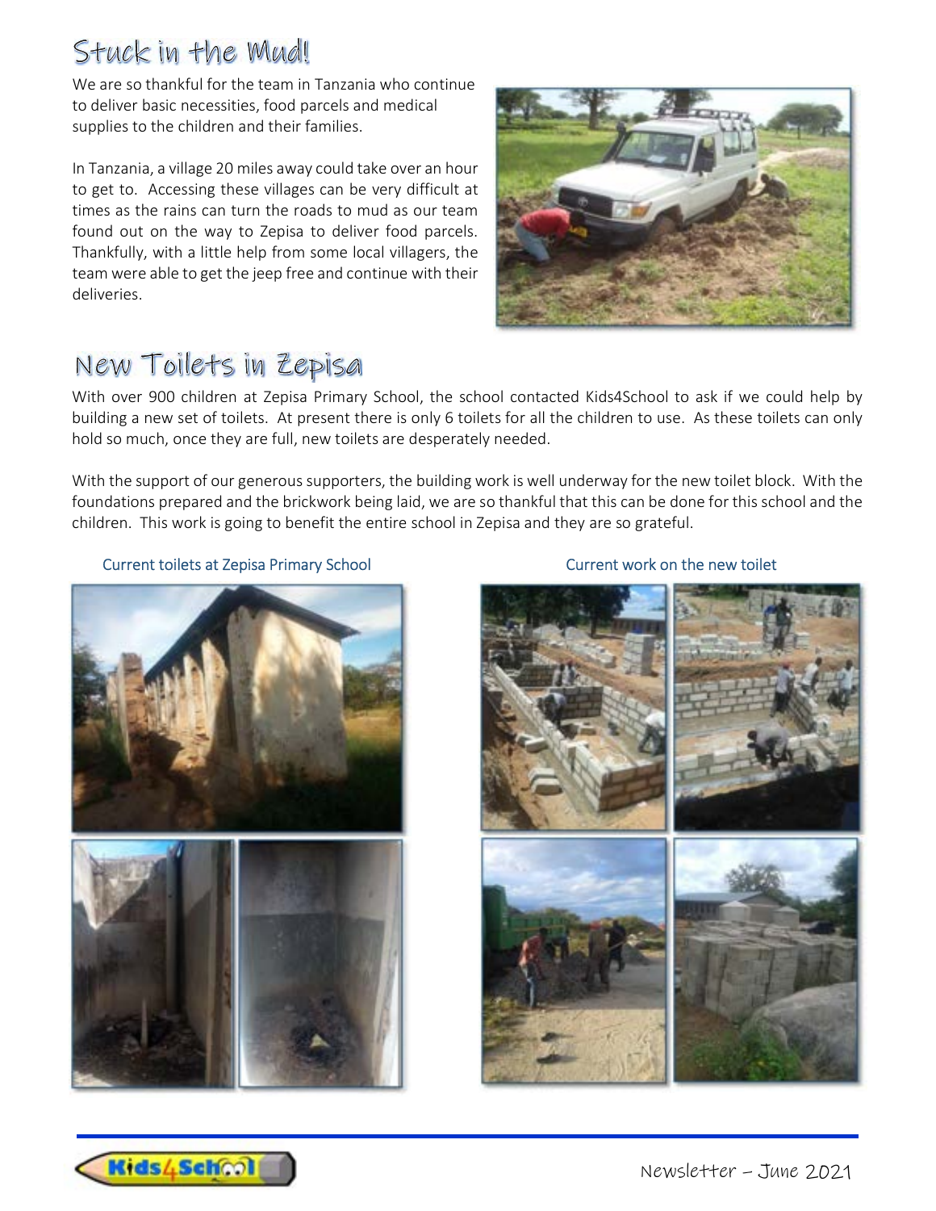## Stuck in the Mud!

We are so thankful for the team in Tanzania who continue to deliver basic necessities, food parcels and medical supplies to the children and their families.

In Tanzania, a village 20 miles away could take over an hour to get to. Accessing these villages can be very difficult at times as the rains can turn the roads to mud as our team found out on the way to Zepisa to deliver food parcels. Thankfully, with a little help from some local villagers, the team were able to get the jeep free and continue with their deliveries.

## New Toilets in Zepisa

With over 900 children at Zepisa Primary School, the school contacted Kids4School to ask if we could help by building a new set of toilets. At present there is only 6 toilets for all the children to use. As these toilets can only hold so much, once they are full, new toilets are desperately needed.

With the support of our generous supporters, the building work is well underway for the new toilet block. With the foundations prepared and the brickwork being laid, we are so thankful that this can be done for this school and the children. This work is going to benefit the entire school in Zepisa and they are so grateful.

Current toilets at Zepisa Primary School

Current work on the new toilet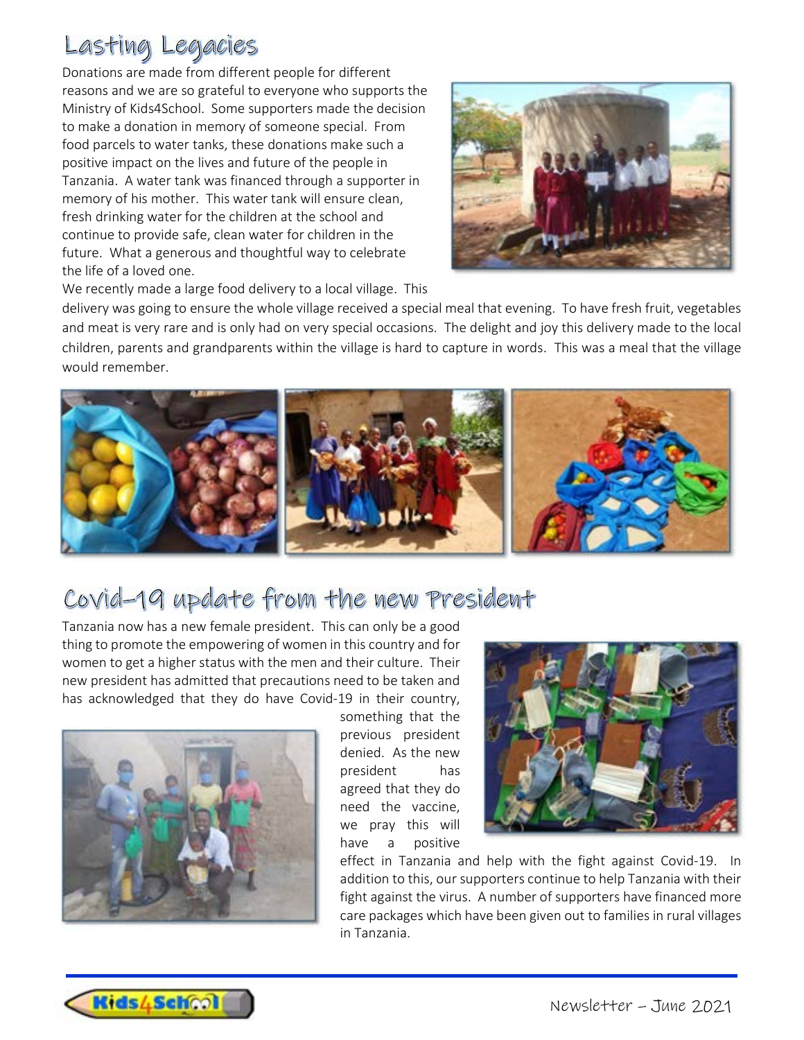## Lasting Legacies

Donations are made from different people for different reasons and we are so grateful to everyone who supports the Ministry of Kids4School. Some supporters made the decision to make a donation in memory of someone special. From food parcels to water tanks, these donations make such a positive impact on the lives and future of the people in Tanzania. A water tank was financed through a supporter in memory of his mother. This water tank will ensure clean, fresh drinking water for the children at the school and continue to provide safe, clean water for children in the future. What a generous and thoughtful way to celebrate the life of a loved one.

We recently made a large food delivery to a local village. This delivery was going to ensure the whole village received a special meal that evening. To have fresh fruit, vegetables and meat is very rare and is only had on very special occasions. The delight and joy this delivery made to the local children, parents and grandparents within the village is hard to capture in words. This was a meal that the village would remember.

## Covid-19 update from the new President

Tanzania now has a new female president. This can only be a good thing to promote the empowering of women in this country and for women to get a higher status with the men and their culture. Their new president has admitted that precautions need to be taken and has acknowledged that they do have Covid-19 in their country, something that the previous president denied. As the new president has agreed that they do need the vaccine, we pray this will have a positive effect in Tanzania and help with the fight against Covid-19. In addition to this, our supporters continue to help Tanzania with their fight against the virus. A number of supporters have financed more care packages which have been given out to families in rural villages in Tanzania.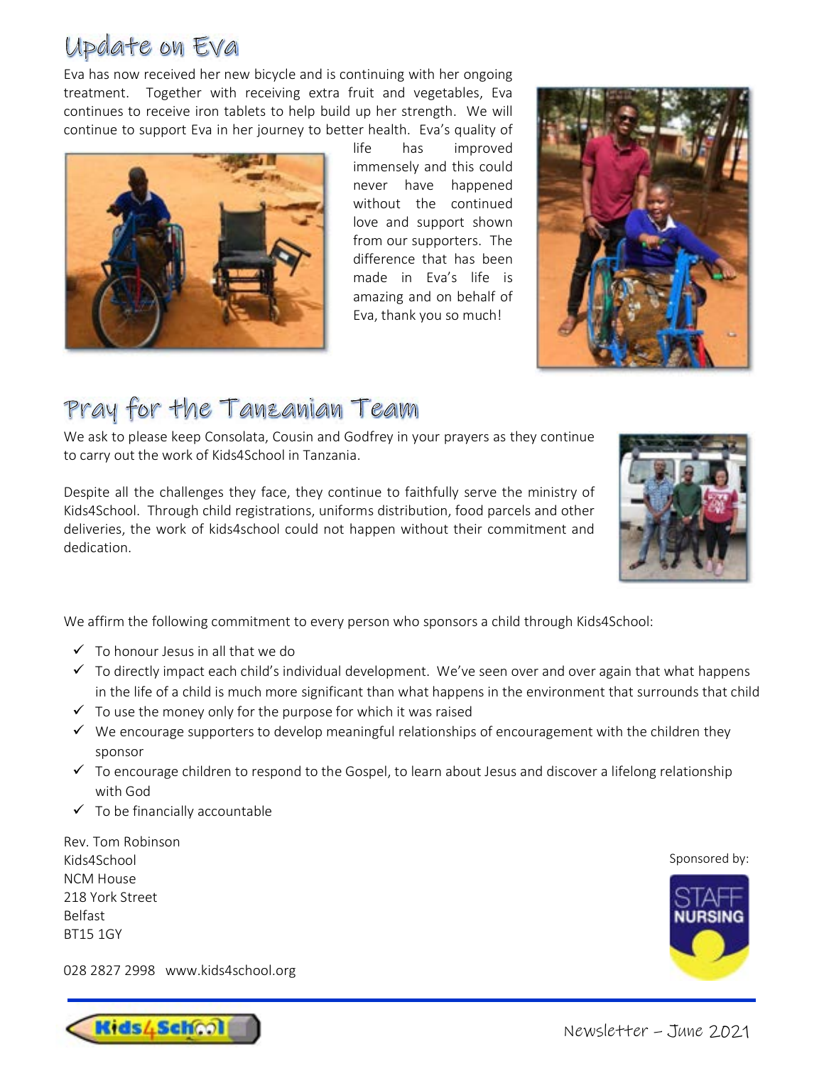## Update on Eva

Eva has now received her new bicycle and is continuing with her ongoing treatment. Together with receiving extra fruit and vegetables, Eva continues to receive iron tablets to help build up her strength. We will continue to support Eva in her journey to better health. Eva's quality of life has improved immensely and this could never have happened without the continued love and support shown from our supporters. The difference that has been made in Eva's life is amazing and on behalf of Eva, thank you so much!

## Pray for the Tanzanian Team

We ask to please keep Consolata, Cousin and Godfrey in your prayers as they continue to carry out the work of Kids4School in Tanzania.

Despite all the challenges they face, they continue to faithfully serve the ministry of Kids4School. Through child registrations, uniforms distribution, food parcels and other deliveries, the work of kids4school could not happen without their commitment and dedication.

We affirm the following commitment to every person who sponsors a child through Kids4School:

- ✓ To honour Jesus in all that we do
- ✓ To directly impact each child's individual development. We've seen over and over again that what happens in the life of a child is much more significant than what happens in the environment that surrounds that child
- ✓ To use the money only for the purpose for which it was raised
- ✓ We encourage supporters to develop meaningful relationships of encouragement with the children they sponsor
- ✓ To encourage children to respond to the Gospel, to learn about Jesus and discover a lifelong relationship with God
- ✓ To be financially accountable

Rev. Tom Robinson
Kids4School
NCM House
218 York Street
Belfast
BT15 1GY

028 2827 2998 www.kids4school.org

Sponsored by:

STAFF NURSING